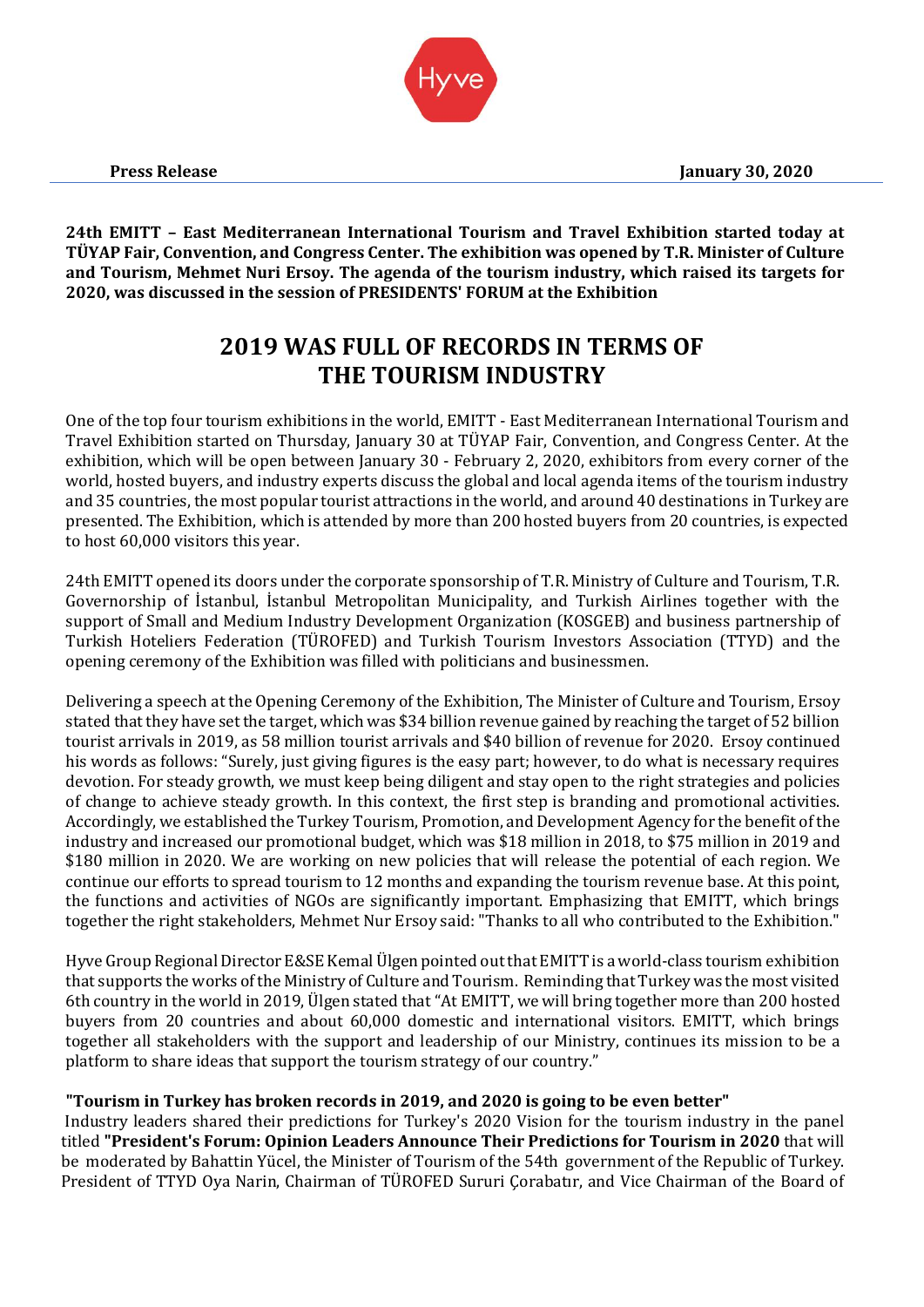**Press Release** **January 30, 2020**

**24th EMITT – East Mediterranean International Tourism and Travel Exhibition started today at TÜYAP Fair, Convention, and Congress Center. The exhibition was opened by T.R. Minister of Culture and Tourism, Mehmet Nuri Ersoy. The agenda of the tourism industry, which raised its targets for 2020, was discussed in the session of PRESIDENTS' FORUM at the Exhibition**

# 2019 WAS FULL OF RECORDS IN TERMS OF THE TOURISM INDUSTRY

One of the top four tourism exhibitions in the world, EMITT - East Mediterranean International Tourism and Travel Exhibition started on Thursday, January 30 at TÜYAP Fair, Convention, and Congress Center. At the exhibition, which will be open between January 30 - February 2, 2020, exhibitors from every corner of the world, hosted buyers, and industry experts discuss the global and local agenda items of the tourism industry and 35 countries, the most popular tourist attractions in the world, and around 40 destinations in Turkey are presented. The Exhibition, which is attended by more than 200 hosted buyers from 20 countries, is expected to host 60,000 visitors this year.

24th EMITT opened its doors under the corporate sponsorship of T.R. Ministry of Culture and Tourism, T.R. Governorship of İstanbul, İstanbul Metropolitan Municipality, and Turkish Airlines together with the support of Small and Medium Industry Development Organization (KOSGEB) and business partnership of Turkish Hoteliers Federation (TÜROFED) and Turkish Tourism Investors Association (TTYD) and the opening ceremony of the Exhibition was filled with politicians and businessmen.

Delivering a speech at the Opening Ceremony of the Exhibition, The Minister of Culture and Tourism, Ersoy stated that they have set the target, which was $34 billion revenue gained by reaching the target of 52 billion tourist arrivals in 2019, as 58 million tourist arrivals and $40 billion of revenue for 2020. Ersoy continued his words as follows: "Surely, just giving figures is the easy part; however, to do what is necessary requires devotion. For steady growth, we must keep being diligent and stay open to the right strategies and policies of change to achieve steady growth. In this context, the first step is branding and promotional activities. Accordingly, we established the Turkey Tourism, Promotion, and Development Agency for the benefit of the industry and increased our promotional budget, which was $18 million in 2018, to $75 million in 2019 and $180 million in 2020. We are working on new policies that will release the potential of each region. We continue our efforts to spread tourism to 12 months and expanding the tourism revenue base. At this point, the functions and activities of NGOs are significantly important. Emphasizing that EMITT, which brings together the right stakeholders, Mehmet Nur Ersoy said: "Thanks to all who contributed to the Exhibition."

Hyve Group Regional Director E&SE Kemal Ülgen pointed out that EMITT is a world-class tourism exhibition that supports the works of the Ministry of Culture and Tourism. Reminding that Turkey was the most visited 6th country in the world in 2019, Ülgen stated that "At EMITT, we will bring together more than 200 hosted buyers from 20 countries and about 60,000 domestic and international visitors. EMITT, which brings together all stakeholders with the support and leadership of our Ministry, continues its mission to be a platform to share ideas that support the tourism strategy of our country."

**"Tourism in Turkey has broken records in 2019, and 2020 is going to be even better"**

Industry leaders shared their predictions for Turkey's 2020 Vision for the tourism industry in the panel titled **"President's Forum: Opinion Leaders Announce Their Predictions for Tourism in 2020** that will be moderated by Bahattin Yücel, the Minister of Tourism of the 54th government of the Republic of Turkey. President of TTYD Oya Narin, Chairman of TÜROFED Sururi Çorabatır, and Vice Chairman of the Board of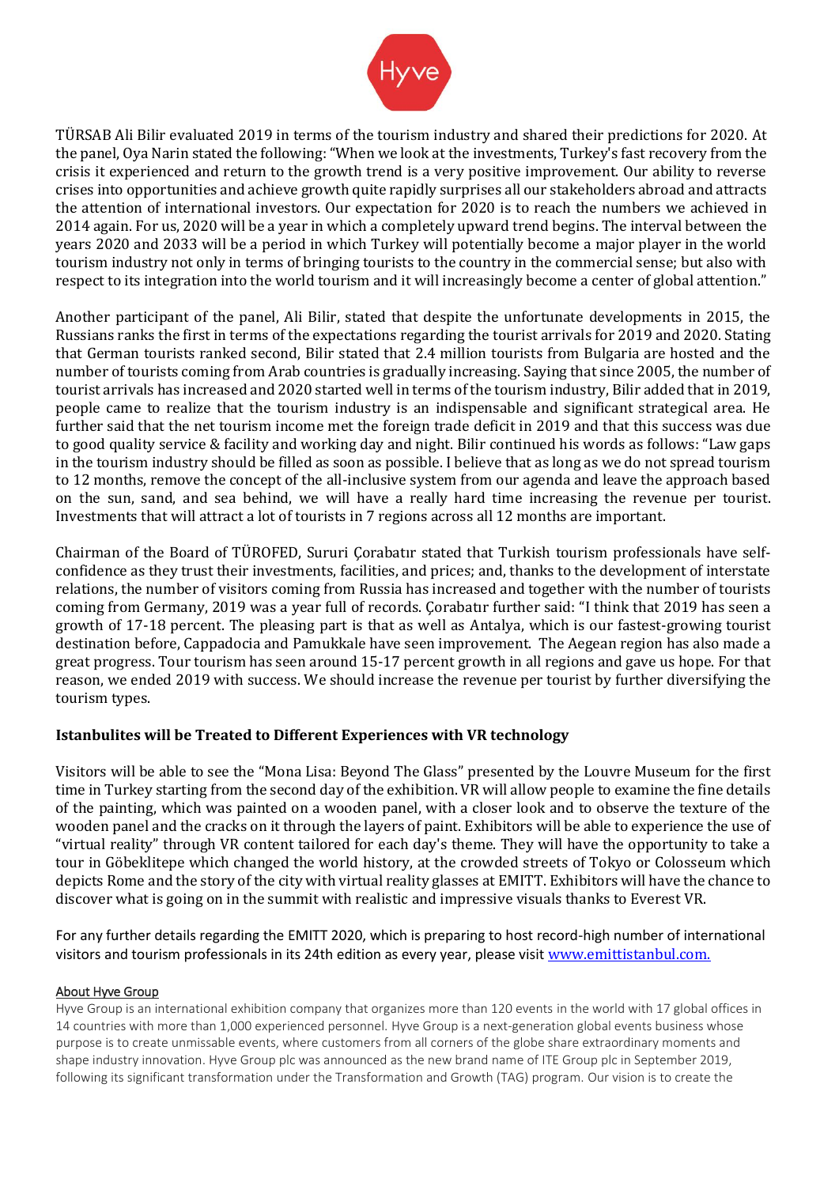TÜRSAB Ali Bilir evaluated 2019 in terms of the tourism industry and shared their predictions for 2020. At the panel, Oya Narin stated the following: "When we look at the investments, Turkey's fast recovery from the crisis it experienced and return to the growth trend is a very positive improvement. Our ability to reverse crises into opportunities and achieve growth quite rapidly surprises all our stakeholders abroad and attracts the attention of international investors. Our expectation for 2020 is to reach the numbers we achieved in 2014 again. For us, 2020 will be a year in which a completely upward trend begins. The interval between the years 2020 and 2033 will be a period in which Turkey will potentially become a major player in the world tourism industry not only in terms of bringing tourists to the country in the commercial sense; but also with respect to its integration into the world tourism and it will increasingly become a center of global attention."

Another participant of the panel, Ali Bilir, stated that despite the unfortunate developments in 2015, the Russians ranks the first in terms of the expectations regarding the tourist arrivals for 2019 and 2020. Stating that German tourists ranked second, Bilir stated that 2.4 million tourists from Bulgaria are hosted and the number of tourists coming from Arab countries is gradually increasing. Saying that since 2005, the number of tourist arrivals has increased and 2020 started well in terms of the tourism industry, Bilir added that in 2019, people came to realize that the tourism industry is an indispensable and significant strategical area. He further said that the net tourism income met the foreign trade deficit in 2019 and that this success was due to good quality service & facility and working day and night. Bilir continued his words as follows: "Law gaps in the tourism industry should be filled as soon as possible. I believe that as long as we do not spread tourism to 12 months, remove the concept of the all-inclusive system from our agenda and leave the approach based on the sun, sand, and sea behind, we will have a really hard time increasing the revenue per tourist. Investments that will attract a lot of tourists in 7 regions across all 12 months are important.

Chairman of the Board of TÜROFED, Sururi Çorabatır stated that Turkish tourism professionals have self-confidence as they trust their investments, facilities, and prices; and, thanks to the development of interstate relations, the number of visitors coming from Russia has increased and together with the number of tourists coming from Germany, 2019 was a year full of records. Çorabatır further said: "I think that 2019 has seen a growth of 17-18 percent. The pleasing part is that as well as Antalya, which is our fastest-growing tourist destination before, Cappadocia and Pamukkale have seen improvement. The Aegean region has also made a great progress. Tour tourism has seen around 15-17 percent growth in all regions and gave us hope. For that reason, we ended 2019 with success. We should increase the revenue per tourist by further diversifying the tourism types.

### Istanbulites will be Treated to Different Experiences with VR technology

Visitors will be able to see the "Mona Lisa: Beyond The Glass" presented by the Louvre Museum for the first time in Turkey starting from the second day of the exhibition. VR will allow people to examine the fine details of the painting, which was painted on a wooden panel, with a closer look and to observe the texture of the wooden panel and the cracks on it through the layers of paint. Exhibitors will be able to experience the use of "virtual reality" through VR content tailored for each day's theme. They will have the opportunity to take a tour in Göbeklitepe which changed the world history, at the crowded streets of Tokyo or Colosseum which depicts Rome and the story of the city with virtual reality glasses at EMITT. Exhibitors will have the chance to discover what is going on in the summit with realistic and impressive visuals thanks to Everest VR.

For any further details regarding the EMITT 2020, which is preparing to host record-high number of international visitors and tourism professionals in its 24th edition as every year, please visit [www.emittistanbul.com.](http://www.emittistanbul.com)

**About Hyve Group**

Hyve Group is an international exhibition company that organizes more than 120 events in the world with 17 global offices in 14 countries with more than 1,000 experienced personnel. Hyve Group is a next-generation global events business whose purpose is to create unmissable events, where customers from all corners of the globe share extraordinary moments and shape industry innovation. Hyve Group plc was announced as the new brand name of ITE Group plc in September 2019, following its significant transformation under the Transformation and Growth (TAG) program. Our vision is to create the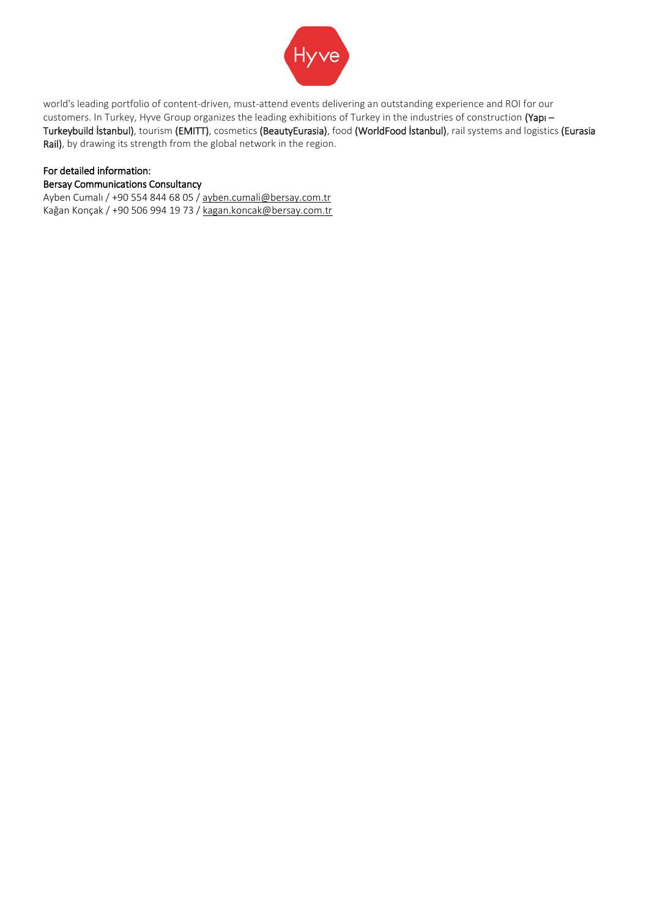world's leading portfolio of content-driven, must-attend events delivering an outstanding experience and ROI for our customers. In Turkey, Hyve Group organizes the leading exhibitions of Turkey in the industries of construction **(Yapı – Turkeybuild İstanbul)**, tourism **(EMITT)**, cosmetics **(BeautyEurasia)**, food **(WorldFood İstanbul)**, rail systems and logistics **(Eurasia Rail)**, by drawing its strength from the global network in the region.

**For detailed information:**
**Bersay Communications Consultancy**
Ayben Cumalı / +90 554 844 68 05 / ayben.cumali@bersay.com.tr
Kağan Konçak / +90 506 994 19 73 / kagan.koncak@bersay.com.tr